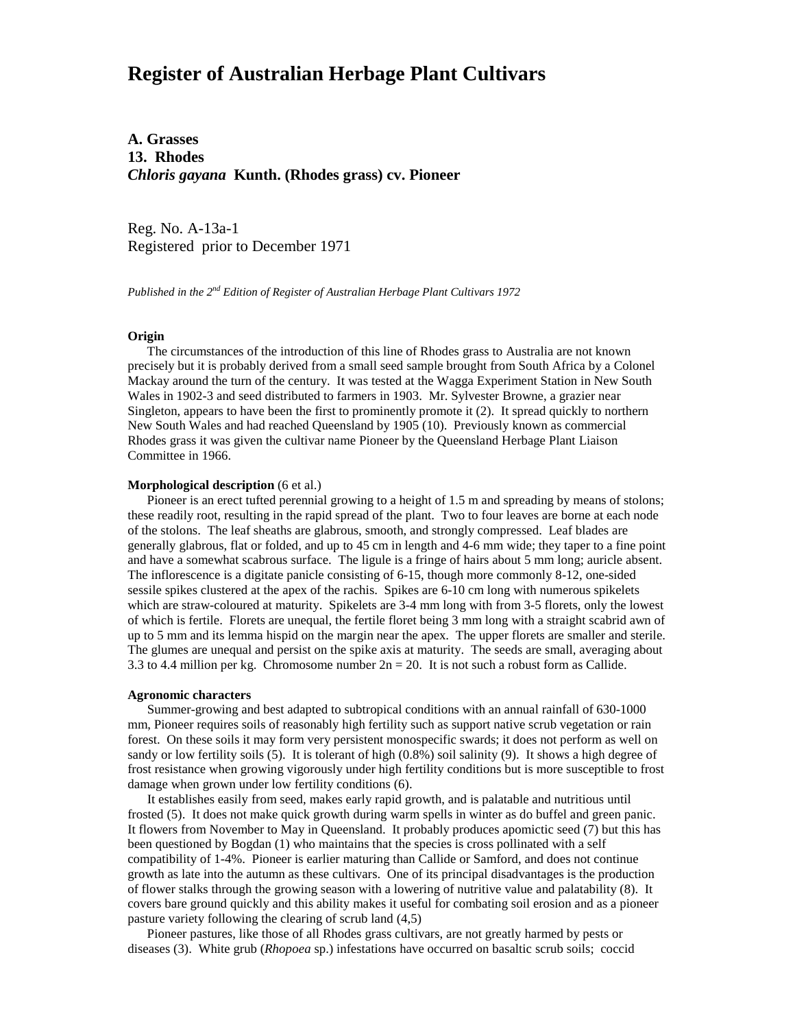# Register of Australian Herbage Plant Cultivars

## A. Grasses

## 13. Rhodes

## *Chloris gayana* Kunth. (Rhodes grass) cv. Pioneer

Reg. No. A-13a-1
Registered prior to December 1971

*Published in the 2nd Edition of Register of Australian Herbage Plant Cultivars 1972*

**Origin**

The circumstances of the introduction of this line of Rhodes grass to Australia are not known precisely but it is probably derived from a small seed sample brought from South Africa by a Colonel Mackay around the turn of the century. It was tested at the Wagga Experiment Station in New South Wales in 1902-3 and seed distributed to farmers in 1903. Mr. Sylvester Browne, a grazier near Singleton, appears to have been the first to prominently promote it (2). It spread quickly to northern New South Wales and had reached Queensland by 1905 (10). Previously known as commercial Rhodes grass it was given the cultivar name Pioneer by the Queensland Herbage Plant Liaison Committee in 1966.

**Morphological description** (6 et al.)

Pioneer is an erect tufted perennial growing to a height of 1.5 m and spreading by means of stolons; these readily root, resulting in the rapid spread of the plant. Two to four leaves are borne at each node of the stolons. The leaf sheaths are glabrous, smooth, and strongly compressed. Leaf blades are generally glabrous, flat or folded, and up to 45 cm in length and 4-6 mm wide; they taper to a fine point and have a somewhat scabrous surface. The ligule is a fringe of hairs about 5 mm long; auricle absent. The inflorescence is a digitate panicle consisting of 6-15, though more commonly 8-12, one-sided sessile spikes clustered at the apex of the rachis. Spikes are 6-10 cm long with numerous spikelets which are straw-coloured at maturity. Spikelets are 3-4 mm long with from 3-5 florets, only the lowest of which is fertile. Florets are unequal, the fertile floret being 3 mm long with a straight scabrid awn of up to 5 mm and its lemma hispid on the margin near the apex. The upper florets are smaller and sterile. The glumes are unequal and persist on the spike axis at maturity. The seeds are small, averaging about 3.3 to 4.4 million per kg. Chromosome number $2n = 20$. It is not such a robust form as Callide.

**Agronomic characters**

Summer-growing and best adapted to subtropical conditions with an annual rainfall of 630-1000 mm, Pioneer requires soils of reasonably high fertility such as support native scrub vegetation or rain forest. On these soils it may form very persistent monospecific swards; it does not perform as well on sandy or low fertility soils (5). It is tolerant of high (0.8%) soil salinity (9). It shows a high degree of frost resistance when growing vigorously under high fertility conditions but is more susceptible to frost damage when grown under low fertility conditions (6).

It establishes easily from seed, makes early rapid growth, and is palatable and nutritious until frosted (5). It does not make quick growth during warm spells in winter as do buffel and green panic. It flowers from November to May in Queensland. It probably produces apomictic seed (7) but this has been questioned by Bogdan (1) who maintains that the species is cross pollinated with a self compatibility of 1-4%. Pioneer is earlier maturing than Callide or Samford, and does not continue growth as late into the autumn as these cultivars. One of its principal disadvantages is the production of flower stalks through the growing season with a lowering of nutritive value and palatability (8). It covers bare ground quickly and this ability makes it useful for combating soil erosion and as a pioneer pasture variety following the clearing of scrub land (4,5)

Pioneer pastures, like those of all Rhodes grass cultivars, are not greatly harmed by pests or diseases (3). White grub (*Rhopoea* sp.) infestations have occurred on basaltic scrub soils; coccid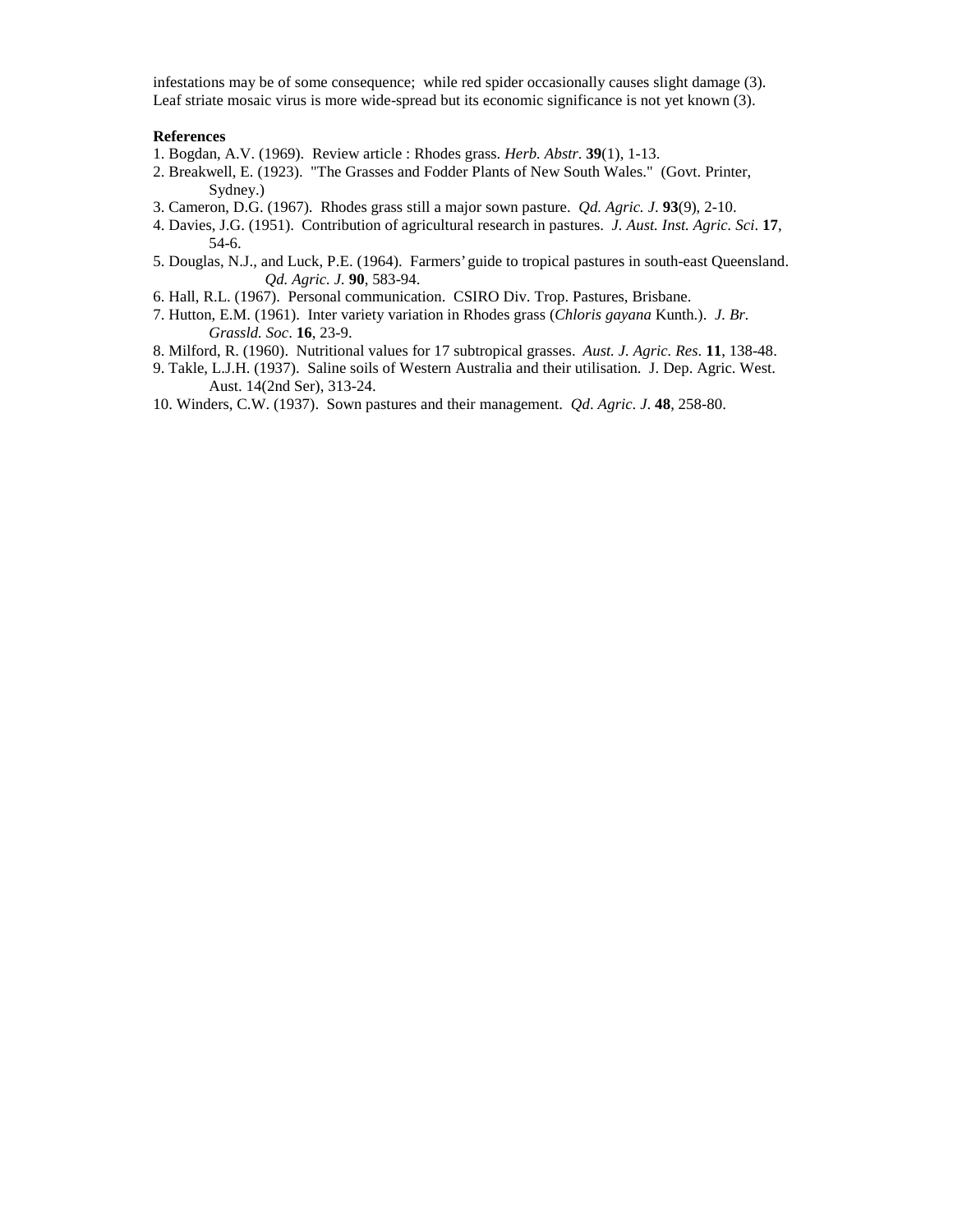infestations may be of some consequence; while red spider occasionally causes slight damage (3). Leaf striate mosaic virus is more wide-spread but its economic significance is not yet known (3).

**References**

1. Bogdan, A.V. (1969). Review article : Rhodes grass. *Herb. Abstr.* **39**(1), 1-13.
2. Breakwell, E. (1923). "The Grasses and Fodder Plants of New South Wales." (Govt. Printer, Sydney.)
3. Cameron, D.G. (1967). Rhodes grass still a major sown pasture. *Qd. Agric. J.* **93**(9), 2-10.
4. Davies, J.G. (1951). Contribution of agricultural research in pastures. *J. Aust. Inst. Agric. Sci.* **17**, 54-6.
5. Douglas, N.J., and Luck, P.E. (1964). Farmers' guide to tropical pastures in south-east Queensland. *Qd. Agric. J.* **90**, 583-94.
6. Hall, R.L. (1967). Personal communication. CSIRO Div. Trop. Pastures, Brisbane.
7. Hutton, E.M. (1961). Inter variety variation in Rhodes grass (*Chloris gayana* Kunth.). *J. Br. Grassld. Soc.* **16**, 23-9.
8. Milford, R. (1960). Nutritional values for 17 subtropical grasses. *Aust. J. Agric. Res.* **11**, 138-48.
9. Takle, L.J.H. (1937). Saline soils of Western Australia and their utilisation. J. Dep. Agric. West. Aust. 14(2nd Ser), 313-24.
10. Winders, C.W. (1937). Sown pastures and their management. *Qd. Agric. J.* **48**, 258-80.